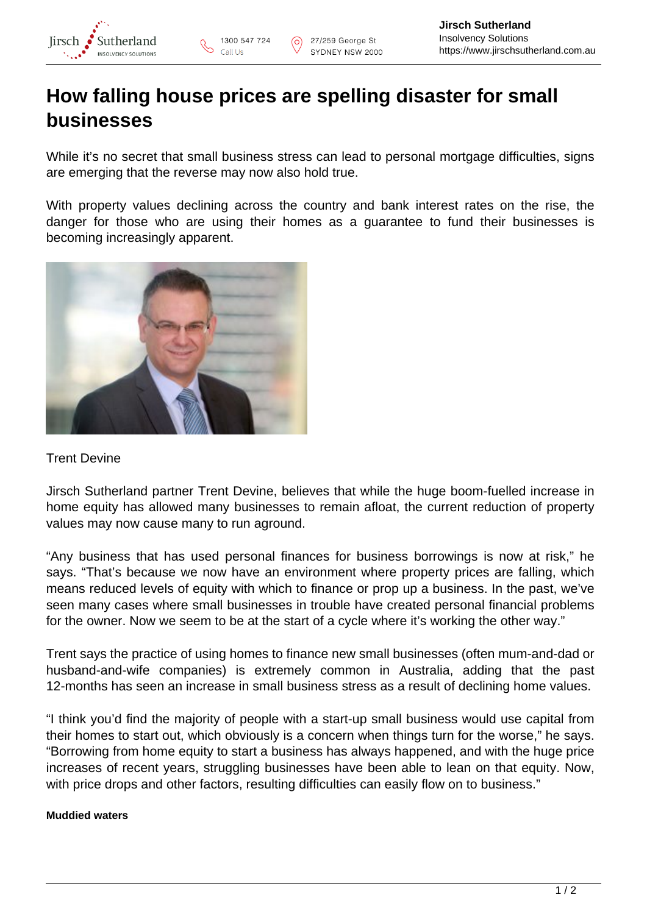# How falling house prices are spelling disaster for small businesses

While it's no secret that small business stress can lead to personal mortgage difficulties, signs are emerging that the reverse may now also hold true.

With property values declining across the country and bank interest rates on the rise, the danger for those who are using their homes as a guarantee to fund their businesses is becoming increasingly apparent.

Trent Devine

Jirsch Sutherland partner Trent Devine, believes that while the huge boom-fuelled increase in home equity has allowed many businesses to remain afloat, the current reduction of property values may now cause many to run aground.

"Any business that has used personal finances for business borrowings is now at risk," he says. "That's because we now have an environment where property prices are falling, which means reduced levels of equity with which to finance or prop up a business. In the past, we've seen many cases where small businesses in trouble have created personal financial problems for the owner. Now we seem to be at the start of a cycle where it's working the other way."

Trent says the practice of using homes to finance new small businesses (often mum-and-dad or husband-and-wife companies) is extremely common in Australia, adding that the past 12-months has seen an increase in small business stress as a result of declining home values.

"I think you'd find the majority of people with a start-up small business would use capital from their homes to start out, which obviously is a concern when things turn for the worse," he says. "Borrowing from home equity to start a business has always happened, and with the huge price increases of recent years, struggling businesses have been able to lean on that equity. Now, with price drops and other factors, resulting difficulties can easily flow on to business."

**Muddied waters**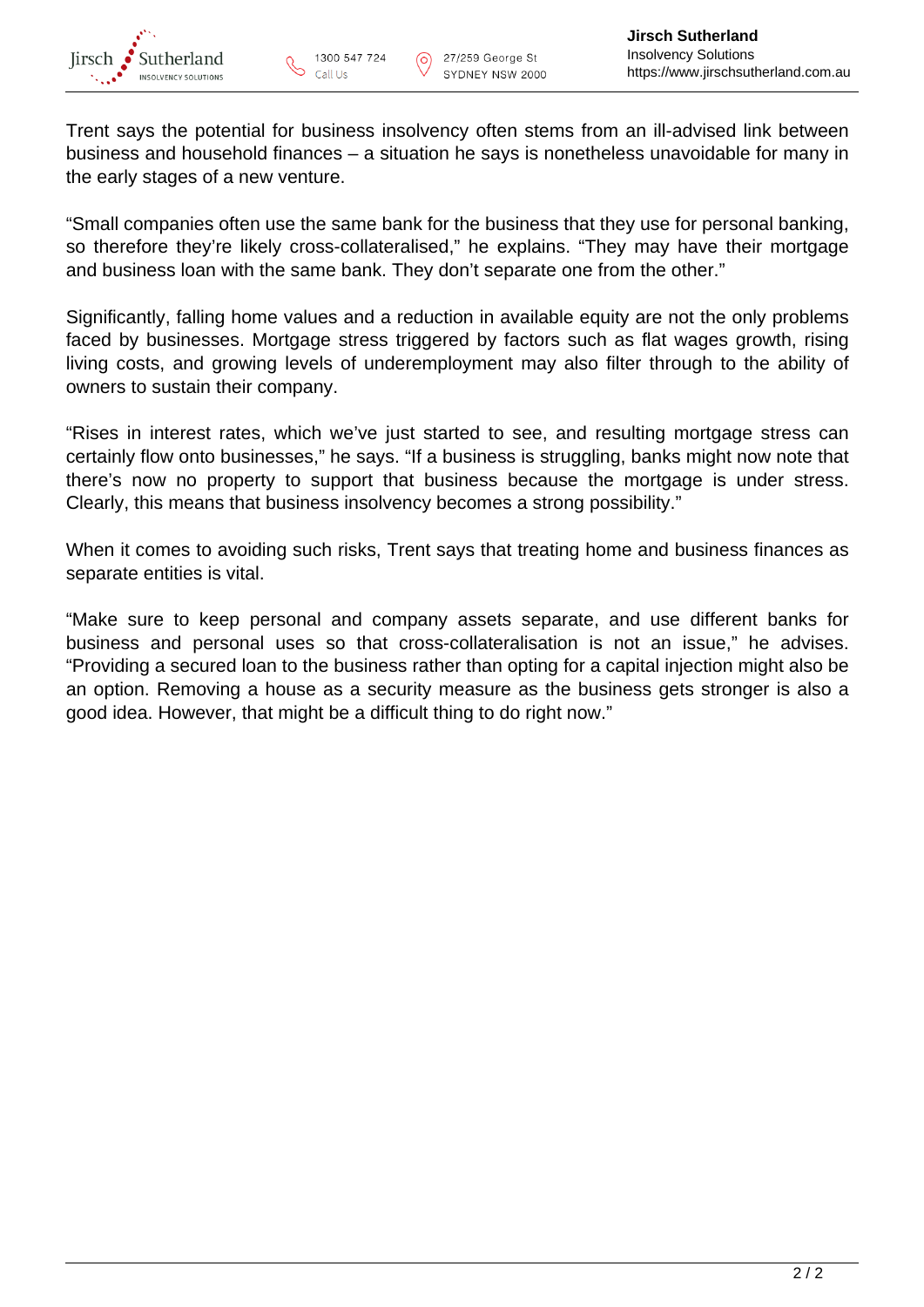Trent says the potential for business insolvency often stems from an ill-advised link between business and household finances – a situation he says is nonetheless unavoidable for many in the early stages of a new venture.

“Small companies often use the same bank for the business that they use for personal banking, so therefore they’re likely cross-collateralised,” he explains. “They may have their mortgage and business loan with the same bank. They don’t separate one from the other.”

Significantly, falling home values and a reduction in available equity are not the only problems faced by businesses. Mortgage stress triggered by factors such as flat wages growth, rising living costs, and growing levels of underemployment may also filter through to the ability of owners to sustain their company.

“Rises in interest rates, which we’ve just started to see, and resulting mortgage stress can certainly flow onto businesses,” he says. “If a business is struggling, banks might now note that there’s now no property to support that business because the mortgage is under stress. Clearly, this means that business insolvency becomes a strong possibility.”

When it comes to avoiding such risks, Trent says that treating home and business finances as separate entities is vital.

“Make sure to keep personal and company assets separate, and use different banks for business and personal uses so that cross-collateralisation is not an issue,” he advises. “Providing a secured loan to the business rather than opting for a capital injection might also be an option. Removing a house as a security measure as the business gets stronger is also a good idea. However, that might be a difficult thing to do right now.”